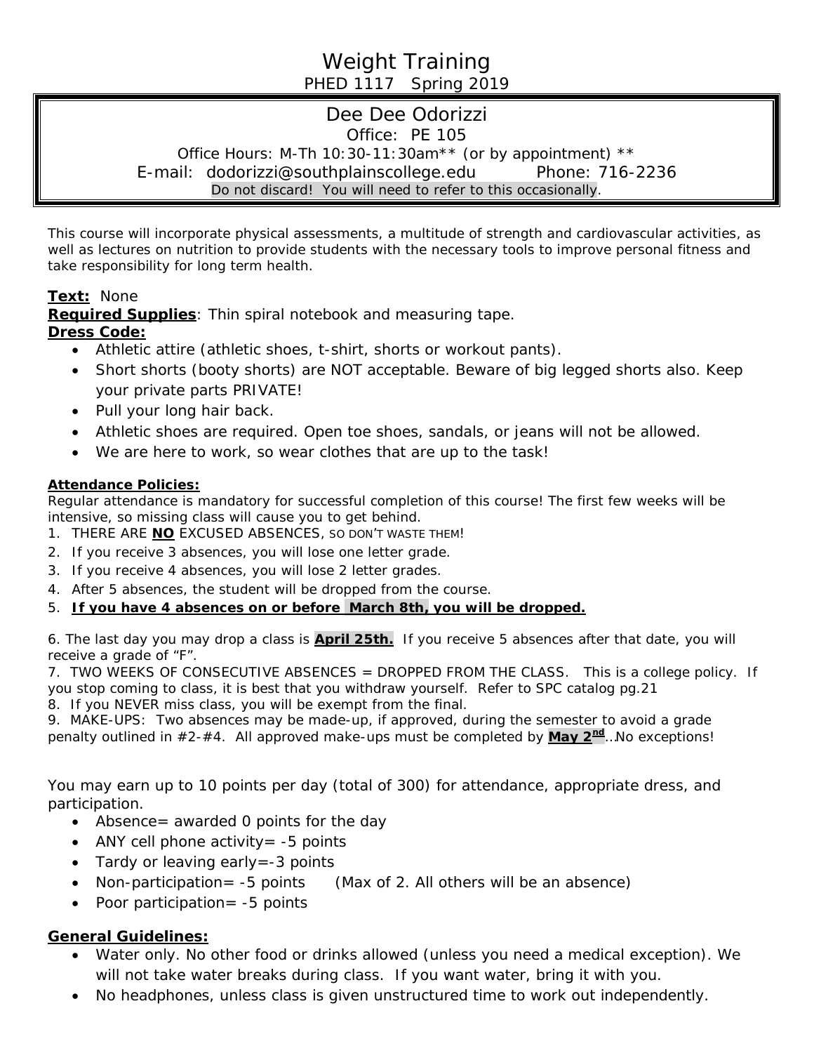# Weight Training

PHED 1117 Spring 2019

## Dee Dee Odorizzi

Office: PE 105

Office Hours: M-Th 10:30-11:30am** (or by appointment) **

E-mail: dodorizzi@southplainscollege.edu Phone: 716-2236

Do not discard! You will need to refer to this occasionally.

This course will incorporate physical assessments, a multitude of strength and cardiovascular activities, as well as lectures on nutrition to provide students with the necessary tools to improve personal fitness and take responsibility for long term health.

**Text:** None

**Required Supplies**: Thin spiral notebook and measuring tape.

**Dress Code:**

- Athletic attire (athletic shoes, t-shirt, shorts or workout pants).
- Short shorts (booty shorts) are NOT acceptable. Beware of big legged shorts also. Keep your private parts PRIVATE!
- Pull your long hair back.
- Athletic shoes are required. Open toe shoes, sandals, or jeans will not be allowed.
- We are here to work, so wear clothes that are up to the task!

**Attendance Policies:**

Regular attendance is mandatory for successful completion of this course! The first few weeks will be intensive, so missing class will cause you to get behind.

1. THERE ARE **NO** EXCUSED ABSENCES, SO DON'T WASTE THEM!
2. If you receive 3 absences, you will lose one letter grade.
3. If you receive 4 absences, you will lose 2 letter grades.
4. After 5 absences, the student will be dropped from the course.
5. **If you have 4 absences on or before March 8th, you will be dropped.**

6. The last day you may drop a class is **April 25th.** If you receive 5 absences after that date, you will receive a grade of "F".

7. TWO WEEKS OF CONSECUTIVE ABSENCES = DROPPED FROM THE CLASS. This is a college policy. If you stop coming to class, it is best that you withdraw yourself. Refer to SPC catalog pg.21

8. If you NEVER miss class, you will be exempt from the final.

9. MAKE-UPS: Two absences may be made-up, if approved, during the semester to avoid a grade penalty outlined in #2-#4. All approved make-ups must be completed by **May 2nd**...No exceptions!

You may earn up to 10 points per day (total of 300) for attendance, appropriate dress, and participation.

- Absence= awarded 0 points for the day
- ANY cell phone activity= -5 points
- Tardy or leaving early=-3 points
- Non-participation= -5 points (Max of 2. All others will be an absence)
- Poor participation= -5 points

**General Guidelines:**

- Water only. No other food or drinks allowed (unless you need a medical exception). We will not take water breaks during class. If you want water, bring it with you.
- No headphones, unless class is given unstructured time to work out independently.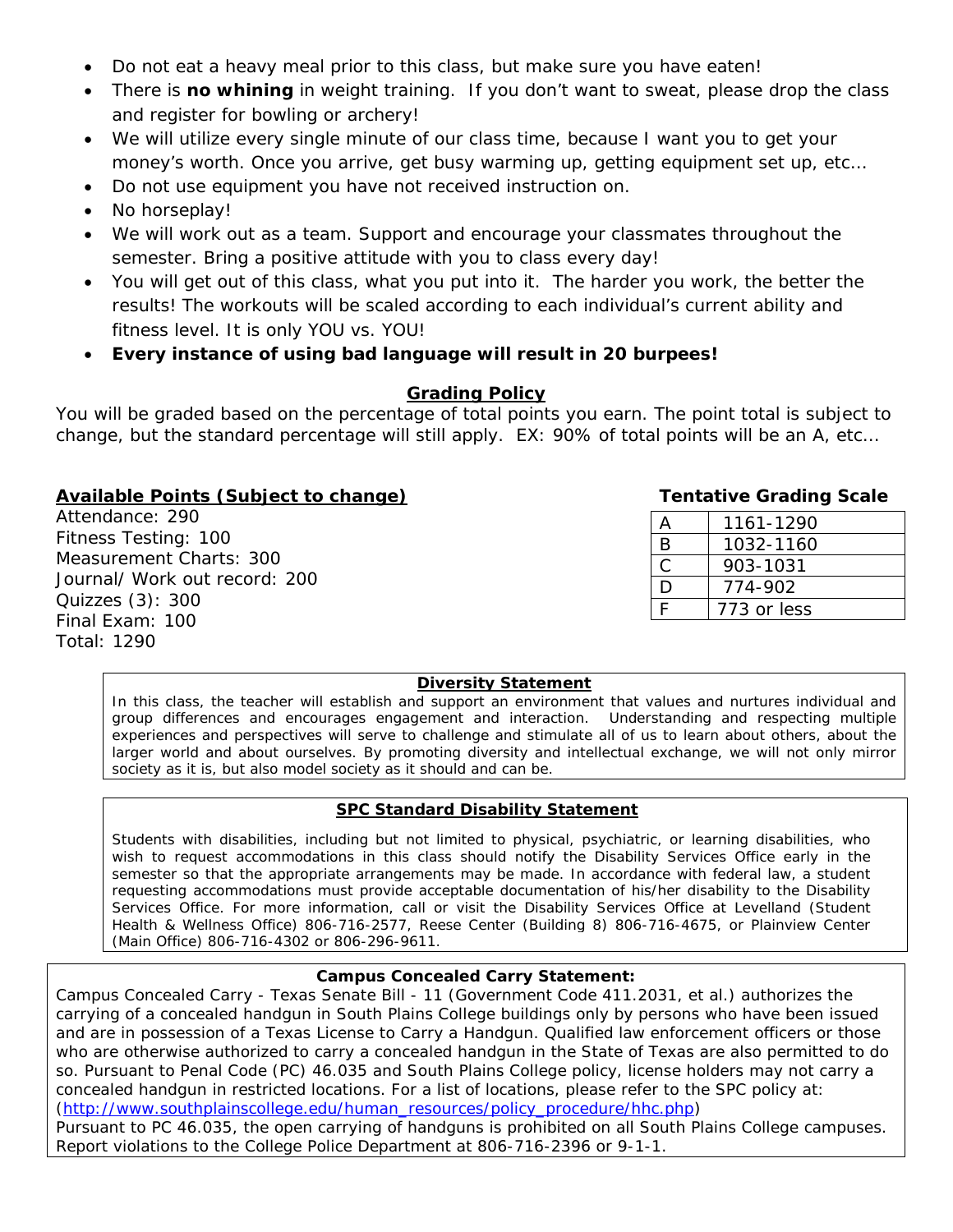- Do not eat a heavy meal prior to this class, but make sure you have eaten!
- There is **no whining** in weight training. If you don't want to sweat, please drop the class and register for bowling or archery!
- We will utilize every single minute of our class time, because I want you to get your money's worth. Once you arrive, get busy warming up, getting equipment set up, etc…
- Do not use equipment you have not received instruction on.
- No horseplay!
- We will work out as a team. Support and encourage your classmates throughout the semester. Bring a positive attitude with you to class every day!
- You will get out of this class, what you put into it. The harder you work, the better the results! The workouts will be scaled according to each individual's current ability and fitness level. It is only YOU vs. YOU!
- **Every instance of using bad language will result in 20 burpees!**

## Grading Policy

You will be graded based on the percentage of total points you earn. The point total is subject to change, but the standard percentage will still apply. EX: 90% of total points will be an A, etc…

**Available Points (Subject to change)**

Attendance: 290
Fitness Testing: 100
Measurement Charts: 300
Journal/ Work out record: 200
Quizzes (3): 300
Final Exam: 100
Total: 1290

**Tentative Grading Scale**

| | |
|---|---|
| A | 1161-1290 |
| B | 1032-1160 |
| C | 903-1031 |
| D | 774-902 |
| F | 773 or less |

### Diversity Statement

In this class, the teacher will establish and support an environment that values and nurtures individual and group differences and encourages engagement and interaction. Understanding and respecting multiple experiences and perspectives will serve to challenge and stimulate all of us to learn about others, about the larger world and about ourselves. By promoting diversity and intellectual exchange, we will not only mirror society as it is, but also model society as it should and can be.

### SPC Standard Disability Statement

Students with disabilities, including but not limited to physical, psychiatric, or learning disabilities, who wish to request accommodations in this class should notify the Disability Services Office early in the semester so that the appropriate arrangements may be made. In accordance with federal law, a student requesting accommodations must provide acceptable documentation of his/her disability to the Disability Services Office. For more information, call or visit the Disability Services Office at Levelland (Student Health & Wellness Office) 806-716-2577, Reese Center (Building 8) 806-716-4675, or Plainview Center (Main Office) 806-716-4302 or 806-296-9611.

### Campus Concealed Carry Statement:

Campus Concealed Carry - Texas Senate Bill - 11 (Government Code 411.2031, et al.) authorizes the carrying of a concealed handgun in South Plains College buildings only by persons who have been issued and are in possession of a Texas License to Carry a Handgun. Qualified law enforcement officers or those who are otherwise authorized to carry a concealed handgun in the State of Texas are also permitted to do so. Pursuant to Penal Code (PC) 46.035 and South Plains College policy, license holders may not carry a concealed handgun in restricted locations. For a list of locations, please refer to the SPC policy at: (http://www.southplainscollege.edu/human_resources/policy_procedure/hhc.php)
Pursuant to PC 46.035, the open carrying of handguns is prohibited on all South Plains College campuses. Report violations to the College Police Department at 806-716-2396 or 9-1-1.